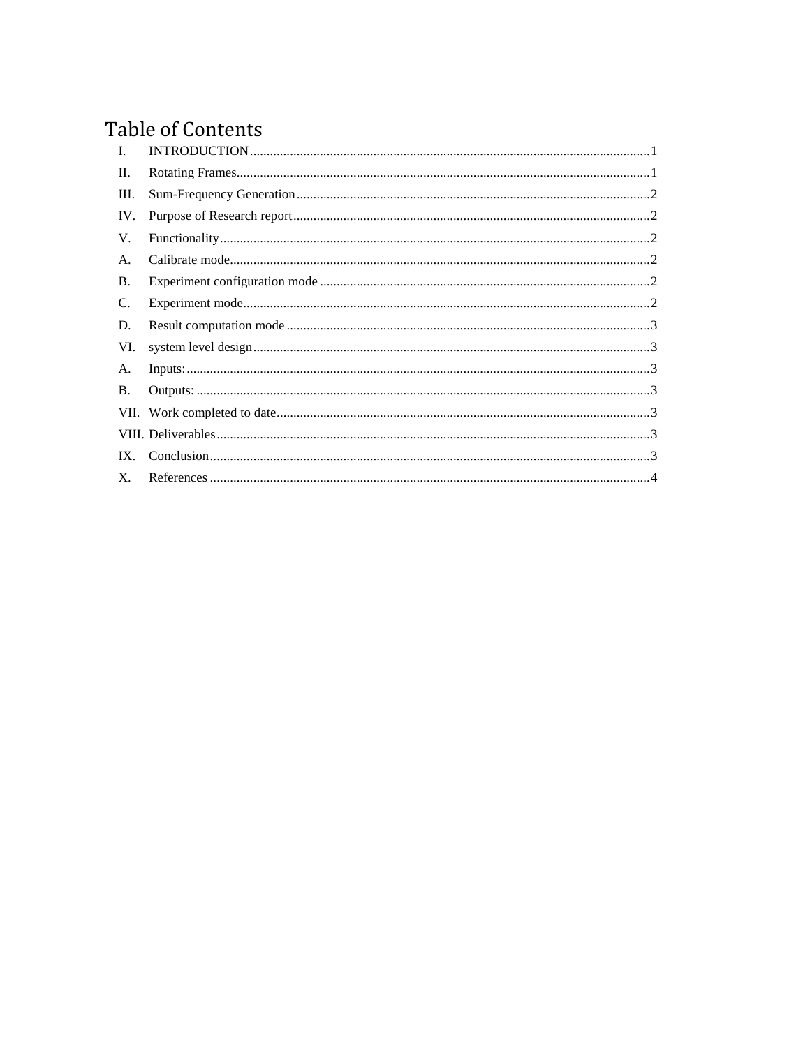# Table of Contents

I. INTRODUCTION ........................................................................................................ 1

II. Rotating Frames........................................................................................................... 1

III. Sum-Frequency Generation ......................................................................................... 2

IV. Purpose of Research report.......................................................................................... 2

V. Functionality................................................................................................................ 2

A. Calibrate mode............................................................................................................. 2

B. Experiment configuration mode .................................................................................. 2

C. Experiment mode......................................................................................................... 2

D. Result computation mode ............................................................................................ 3

VI. system level design...................................................................................................... 3

A. Inputs:.......................................................................................................................... 3

B. Outputs: ....................................................................................................................... 3

VII. Work completed to date............................................................................................... 3

VIII. Deliverables................................................................................................................. 3

IX. Conclusion................................................................................................................... 3

X. References ................................................................................................................... 4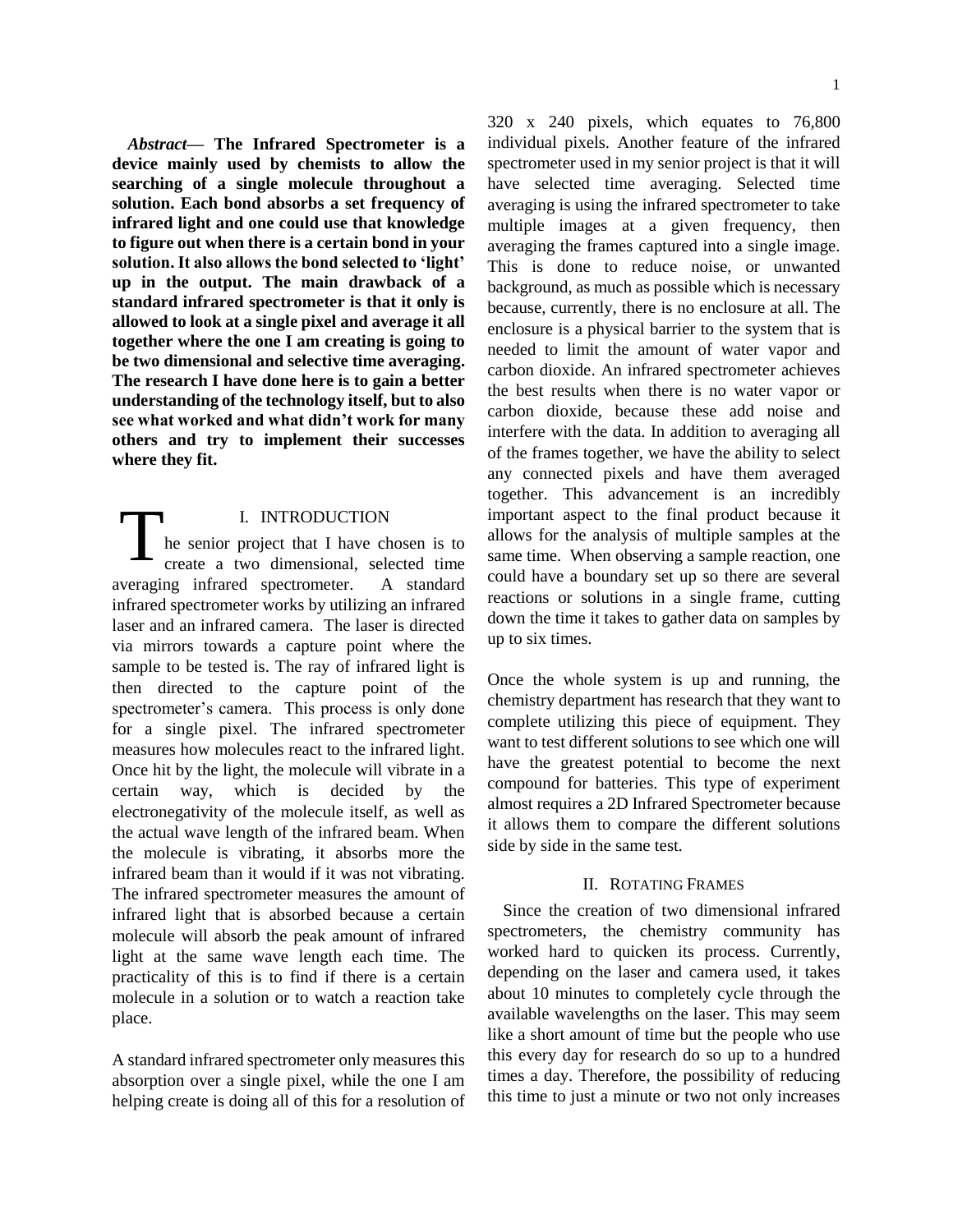***Abstract*— The Infrared Spectrometer is a device mainly used by chemists to allow the searching of a single molecule throughout a solution. Each bond absorbs a set frequency of infrared light and one could use that knowledge to figure out when there is a certain bond in your solution. It also allows the bond selected to 'light' up in the output. The main drawback of a standard infrared spectrometer is that it only is allowed to look at a single pixel and average it all together where the one I am creating is going to be two dimensional and selective time averaging. The research I have done here is to gain a better understanding of the technology itself, but to also see what worked and what didn't work for many others and try to implement their successes where they fit.**

## I. Introduction

The senior project that I have chosen is to create a two dimensional, selected time averaging infrared spectrometer. A standard infrared spectrometer works by utilizing an infrared laser and an infrared camera. The laser is directed via mirrors towards a capture point where the sample to be tested is. The ray of infrared light is then directed to the capture point of the spectrometer's camera. This process is only done for a single pixel. The infrared spectrometer measures how molecules react to the infrared light. Once hit by the light, the molecule will vibrate in a certain way, which is decided by the electronegativity of the molecule itself, as well as the actual wave length of the infrared beam. When the molecule is vibrating, it absorbs more the infrared beam than it would if it was not vibrating. The infrared spectrometer measures the amount of infrared light that is absorbed because a certain molecule will absorb the peak amount of infrared light at the same wave length each time. The practicality of this is to find if there is a certain molecule in a solution or to watch a reaction take place.

A standard infrared spectrometer only measures this absorption over a single pixel, while the one I am helping create is doing all of this for a resolution of 320 x 240 pixels, which equates to 76,800 individual pixels. Another feature of the infrared spectrometer used in my senior project is that it will have selected time averaging. Selected time averaging is using the infrared spectrometer to take multiple images at a given frequency, then averaging the frames captured into a single image. This is done to reduce noise, or unwanted background, as much as possible which is necessary because, currently, there is no enclosure at all. The enclosure is a physical barrier to the system that is needed to limit the amount of water vapor and carbon dioxide. An infrared spectrometer achieves the best results when there is no water vapor or carbon dioxide, because these add noise and interfere with the data. In addition to averaging all of the frames together, we have the ability to select any connected pixels and have them averaged together. This advancement is an incredibly important aspect to the final product because it allows for the analysis of multiple samples at the same time. When observing a sample reaction, one could have a boundary set up so there are several reactions or solutions in a single frame, cutting down the time it takes to gather data on samples by up to six times.

Once the whole system is up and running, the chemistry department has research that they want to complete utilizing this piece of equipment. They want to test different solutions to see which one will have the greatest potential to become the next compound for batteries. This type of experiment almost requires a 2D Infrared Spectrometer because it allows them to compare the different solutions side by side in the same test.

## II. Rotating Frames

Since the creation of two dimensional infrared spectrometers, the chemistry community has worked hard to quicken its process. Currently, depending on the laser and camera used, it takes about 10 minutes to completely cycle through the available wavelengths on the laser. This may seem like a short amount of time but the people who use this every day for research do so up to a hundred times a day. Therefore, the possibility of reducing this time to just a minute or two not only increases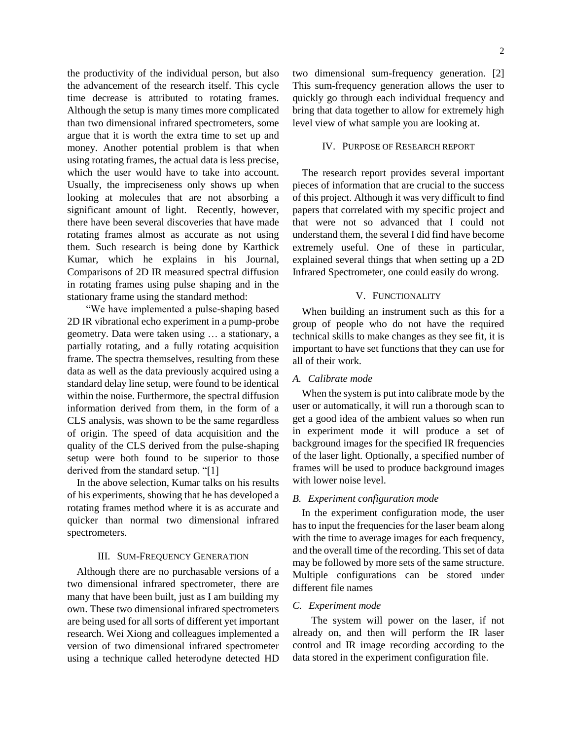the productivity of the individual person, but also the advancement of the research itself. This cycle time decrease is attributed to rotating frames. Although the setup is many times more complicated than two dimensional infrared spectrometers, some argue that it is worth the extra time to set up and money. Another potential problem is that when using rotating frames, the actual data is less precise, which the user would have to take into account. Usually, the impreciseness only shows up when looking at molecules that are not absorbing a significant amount of light. Recently, however, there have been several discoveries that have made rotating frames almost as accurate as not using them. Such research is being done by Karthick Kumar, which he explains in his Journal, Comparisons of 2D IR measured spectral diffusion in rotating frames using pulse shaping and in the stationary frame using the standard method:

"We have implemented a pulse-shaping based 2D IR vibrational echo experiment in a pump-probe geometry. Data were taken using … a stationary, a partially rotating, and a fully rotating acquisition frame. The spectra themselves, resulting from these data as well as the data previously acquired using a standard delay line setup, were found to be identical within the noise. Furthermore, the spectral diffusion information derived from them, in the form of a CLS analysis, was shown to be the same regardless of origin. The speed of data acquisition and the quality of the CLS derived from the pulse-shaping setup were both found to be superior to those derived from the standard setup. "[1]

In the above selection, Kumar talks on his results of his experiments, showing that he has developed a rotating frames method where it is as accurate and quicker than normal two dimensional infrared spectrometers.

## III. Sum-Frequency Generation

Although there are no purchasable versions of a two dimensional infrared spectrometer, there are many that have been built, just as I am building my own. These two dimensional infrared spectrometers are being used for all sorts of different yet important research. Wei Xiong and colleagues implemented a version of two dimensional infrared spectrometer using a technique called heterodyne detected HD two dimensional sum-frequency generation. [2] This sum-frequency generation allows the user to quickly go through each individual frequency and bring that data together to allow for extremely high level view of what sample you are looking at.

## IV. Purpose of Research report

The research report provides several important pieces of information that are crucial to the success of this project. Although it was very difficult to find papers that correlated with my specific project and that were not so advanced that I could not understand them, the several I did find have become extremely useful. One of these in particular, explained several things that when setting up a 2D Infrared Spectrometer, one could easily do wrong.

## V. Functionality

When building an instrument such as this for a group of people who do not have the required technical skills to make changes as they see fit, it is important to have set functions that they can use for all of their work.

### *A. Calibrate mode*

When the system is put into calibrate mode by the user or automatically, it will run a thorough scan to get a good idea of the ambient values so when run in experiment mode it will produce a set of background images for the specified IR frequencies of the laser light. Optionally, a specified number of frames will be used to produce background images with lower noise level.

### *B. Experiment configuration mode*

In the experiment configuration mode, the user has to input the frequencies for the laser beam along with the time to average images for each frequency, and the overall time of the recording. This set of data may be followed by more sets of the same structure. Multiple configurations can be stored under different file names

### *C. Experiment mode*

The system will power on the laser, if not already on, and then will perform the IR laser control and IR image recording according to the data stored in the experiment configuration file.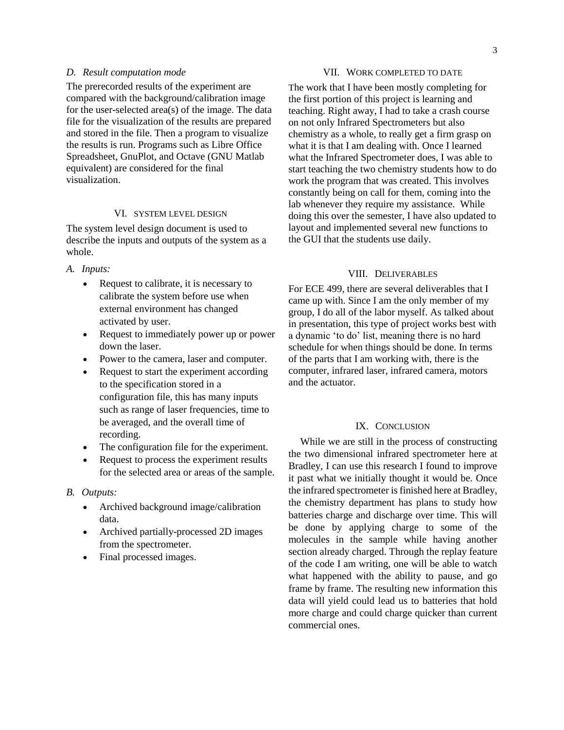### D. Result computation mode

The prerecorded results of the experiment are compared with the background/calibration image for the user-selected area(s) of the image. The data file for the visualization of the results are prepared and stored in the file. Then a program to visualize the results is run. Programs such as Libre Office Spreadsheet, GnuPlot, and Octave (GNU Matlab equivalent) are considered for the final visualization.

## VI. System Level Design

The system level design document is used to describe the inputs and outputs of the system as a whole.

### A. Inputs:

- Request to calibrate, it is necessary to calibrate the system before use when external environment has changed activated by user.
- Request to immediately power up or power down the laser.
- Power to the camera, laser and computer.
- Request to start the experiment according to the specification stored in a configuration file, this has many inputs such as range of laser frequencies, time to be averaged, and the overall time of recording.
- The configuration file for the experiment.
- Request to process the experiment results for the selected area or areas of the sample.

### B. Outputs:

- Archived background image/calibration data.
- Archived partially-processed 2D images from the spectrometer.
- Final processed images.

## VII. Work Completed to Date

The work that I have been mostly completing for the first portion of this project is learning and teaching. Right away, I had to take a crash course on not only Infrared Spectrometers but also chemistry as a whole, to really get a firm grasp on what it is that I am dealing with. Once I learned what the Infrared Spectrometer does, I was able to start teaching the two chemistry students how to do work the program that was created. This involves constantly being on call for them, coming into the lab whenever they require my assistance. While doing this over the semester, I have also updated to layout and implemented several new functions to the GUI that the students use daily.

## VIII. Deliverables

For ECE 499, there are several deliverables that I came up with. Since I am the only member of my group, I do all of the labor myself. As talked about in presentation, this type of project works best with a dynamic 'to do' list, meaning there is no hard schedule for when things should be done. In terms of the parts that I am working with, there is the computer, infrared laser, infrared camera, motors and the actuator.

## IX. Conclusion

While we are still in the process of constructing the two dimensional infrared spectrometer here at Bradley, I can use this research I found to improve it past what we initially thought it would be. Once the infrared spectrometer is finished here at Bradley, the chemistry department has plans to study how batteries charge and discharge over time. This will be done by applying charge to some of the molecules in the sample while having another section already charged. Through the replay feature of the code I am writing, one will be able to watch what happened with the ability to pause, and go frame by frame. The resulting new information this data will yield could lead us to batteries that hold more charge and could charge quicker than current commercial ones.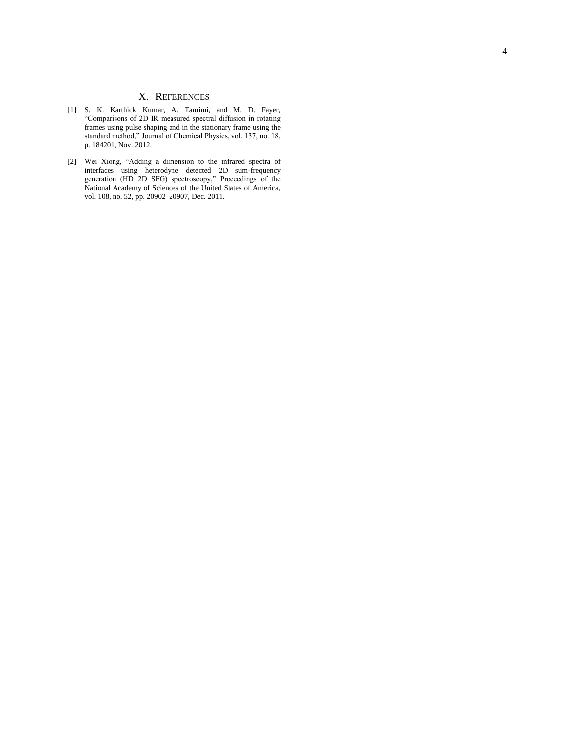## X. REFERENCES

[1] S. K. Karthick Kumar, A. Tamimi, and M. D. Fayer, "Comparisons of 2D IR measured spectral diffusion in rotating frames using pulse shaping and in the stationary frame using the standard method," Journal of Chemical Physics, vol. 137, no. 18, p. 184201, Nov. 2012.

[2] Wei Xiong, "Adding a dimension to the infrared spectra of interfaces using heterodyne detected 2D sum-frequency generation (HD 2D SFG) spectroscopy," Proceedings of the National Academy of Sciences of the United States of America, vol. 108, no. 52, pp. 20902–20907, Dec. 2011.